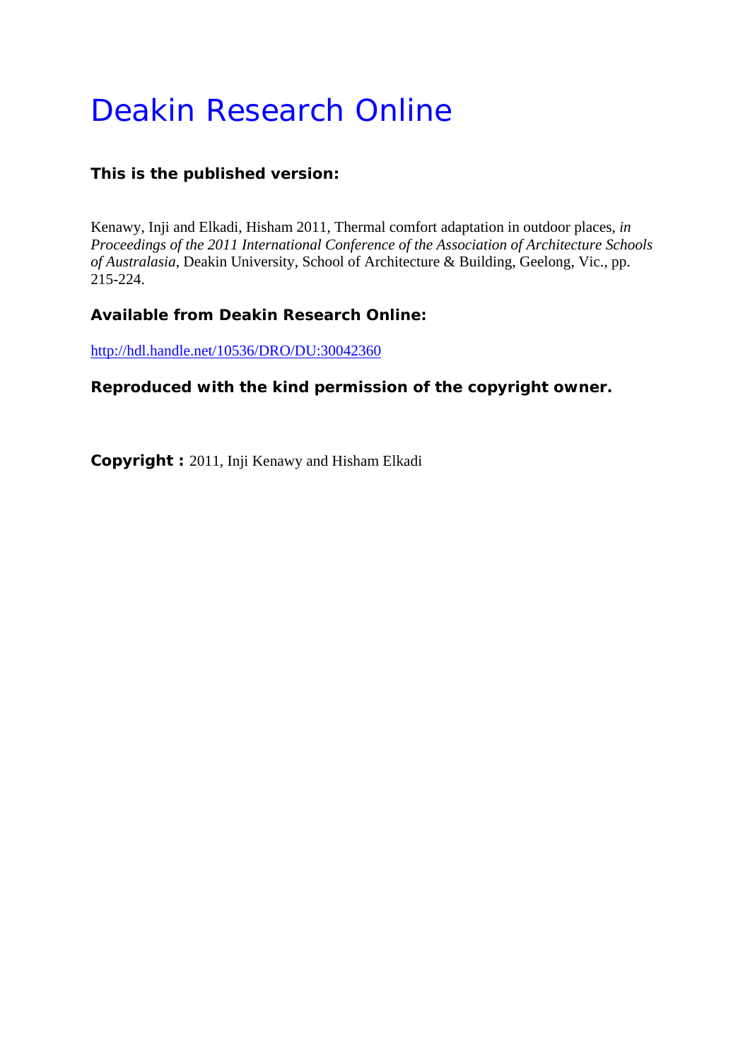# Deakin Research Online

**This is the published version:**

Kenawy, Inji and Elkadi, Hisham 2011, Thermal comfort adaptation in outdoor places, *in Proceedings of the 2011 International Conference of the Association of Architecture Schools of Australasia*, Deakin University, School of Architecture & Building, Geelong, Vic., pp. 215-224.

**Available from Deakin Research Online:**

http://hdl.handle.net/10536/DRO/DU:30042360

**Reproduced with the kind permission of the copyright owner.**

**Copyright :** 2011, Inji Kenawy and Hisham Elkadi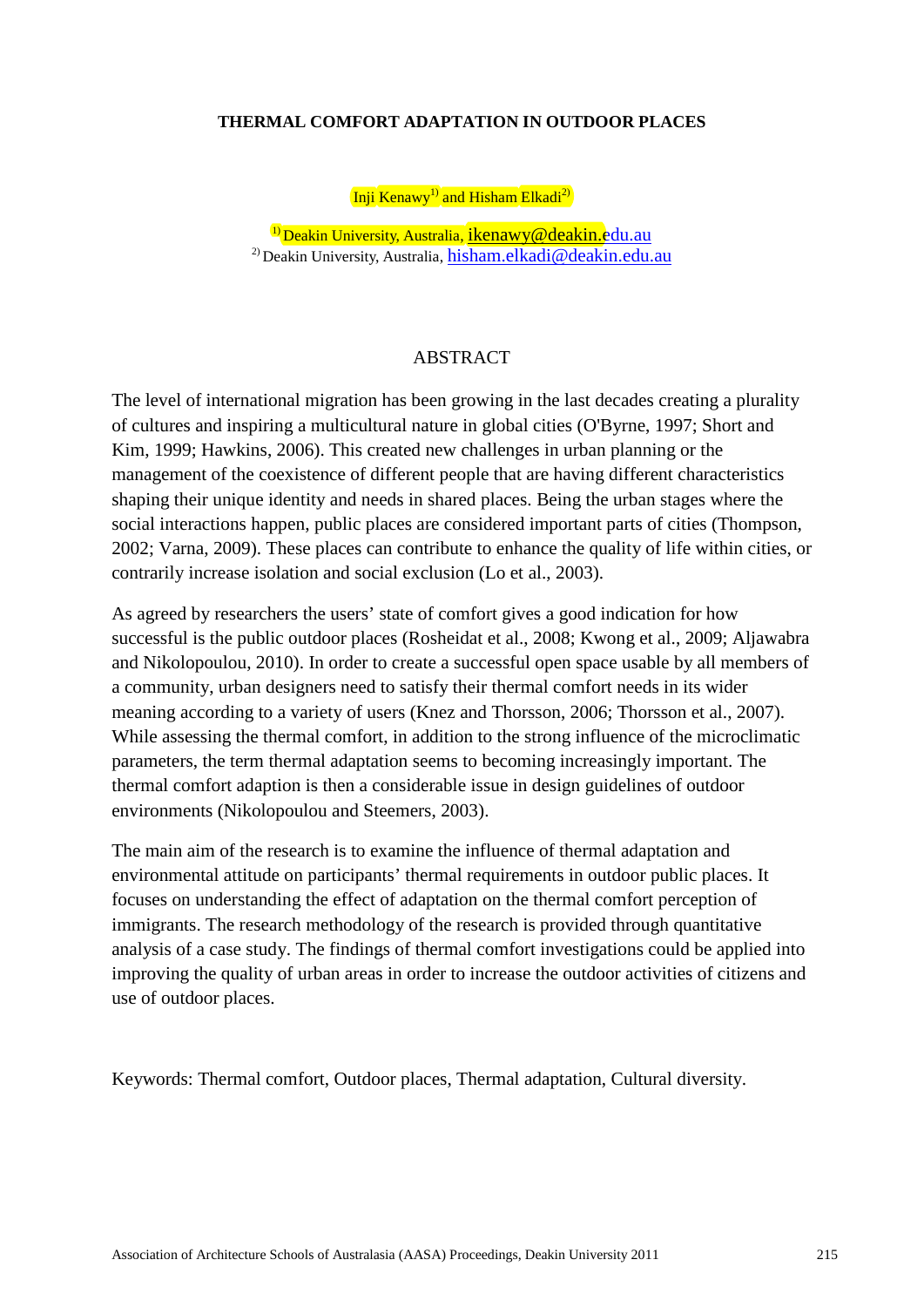**THERMAL COMFORT ADAPTATION IN OUTDOOR PLACES**

Inji Kenawy[1] and Hisham Elkadi[2]

[1] Deakin University, Australia, ikenawy@deakin.edu.au
[2] Deakin University, Australia, hisham.elkadi@deakin.edu.au

ABSTRACT

The level of international migration has been growing in the last decades creating a plurality of cultures and inspiring a multicultural nature in global cities (O'Byrne, 1997; Short and Kim, 1999; Hawkins, 2006). This created new challenges in urban planning or the management of the coexistence of different people that are having different characteristics shaping their unique identity and needs in shared places. Being the urban stages where the social interactions happen, public places are considered important parts of cities (Thompson, 2002; Varna, 2009). These places can contribute to enhance the quality of life within cities, or contrarily increase isolation and social exclusion (Lo et al., 2003).

As agreed by researchers the users' state of comfort gives a good indication for how successful is the public outdoor places (Rosheidat et al., 2008; Kwong et al., 2009; Aljawabra and Nikolopoulou, 2010). In order to create a successful open space usable by all members of a community, urban designers need to satisfy their thermal comfort needs in its wider meaning according to a variety of users (Knez and Thorsson, 2006; Thorsson et al., 2007). While assessing the thermal comfort, in addition to the strong influence of the microclimatic parameters, the term thermal adaptation seems to becoming increasingly important. The thermal comfort adaption is then a considerable issue in design guidelines of outdoor environments (Nikolopoulou and Steemers, 2003).

The main aim of the research is to examine the influence of thermal adaptation and environmental attitude on participants' thermal requirements in outdoor public places. It focuses on understanding the effect of adaptation on the thermal comfort perception of immigrants. The research methodology of the research is provided through quantitative analysis of a case study. The findings of thermal comfort investigations could be applied into improving the quality of urban areas in order to increase the outdoor activities of citizens and use of outdoor places.

Keywords: Thermal comfort, Outdoor places, Thermal adaptation, Cultural diversity.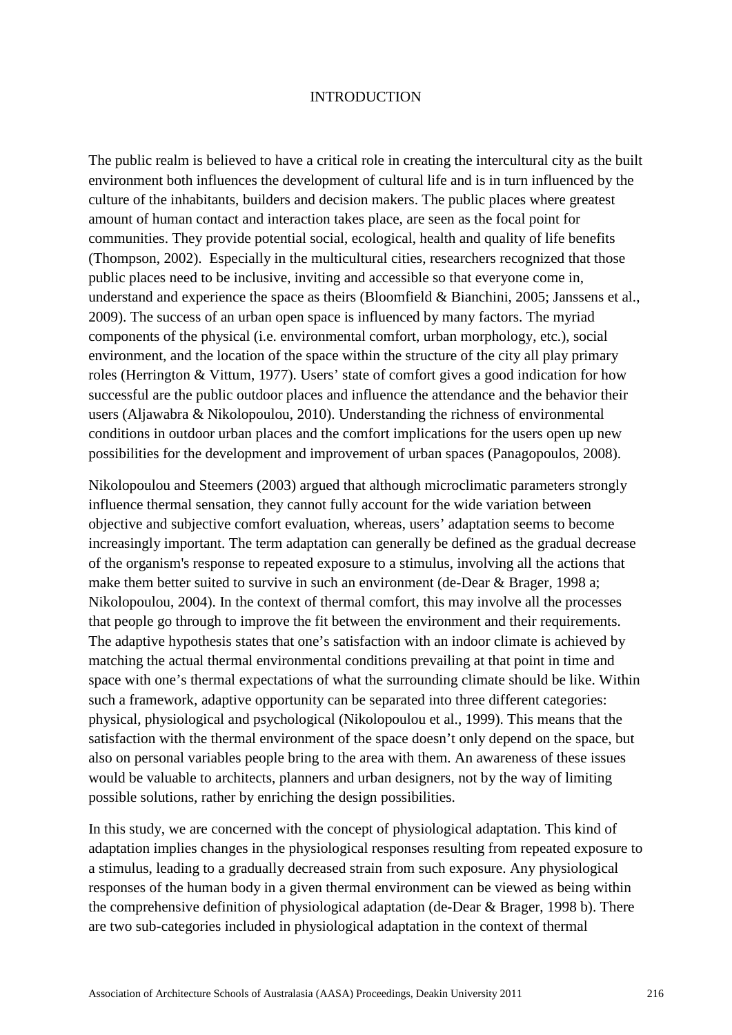## INTRODUCTION

The public realm is believed to have a critical role in creating the intercultural city as the built environment both influences the development of cultural life and is in turn influenced by the culture of the inhabitants, builders and decision makers. The public places where greatest amount of human contact and interaction takes place, are seen as the focal point for communities. They provide potential social, ecological, health and quality of life benefits (Thompson, 2002). Especially in the multicultural cities, researchers recognized that those public places need to be inclusive, inviting and accessible so that everyone come in, understand and experience the space as theirs (Bloomfield & Bianchini, 2005; Janssens et al., 2009). The success of an urban open space is influenced by many factors. The myriad components of the physical (i.e. environmental comfort, urban morphology, etc.), social environment, and the location of the space within the structure of the city all play primary roles (Herrington & Vittum, 1977). Users' state of comfort gives a good indication for how successful are the public outdoor places and influence the attendance and the behavior their users (Aljawabra & Nikolopoulou, 2010). Understanding the richness of environmental conditions in outdoor urban places and the comfort implications for the users open up new possibilities for the development and improvement of urban spaces (Panagopoulos, 2008).

Nikolopoulou and Steemers (2003) argued that although microclimatic parameters strongly influence thermal sensation, they cannot fully account for the wide variation between objective and subjective comfort evaluation, whereas, users' adaptation seems to become increasingly important. The term adaptation can generally be defined as the gradual decrease of the organism's response to repeated exposure to a stimulus, involving all the actions that make them better suited to survive in such an environment (de-Dear & Brager, 1998 a; Nikolopoulou, 2004). In the context of thermal comfort, this may involve all the processes that people go through to improve the fit between the environment and their requirements. The adaptive hypothesis states that one's satisfaction with an indoor climate is achieved by matching the actual thermal environmental conditions prevailing at that point in time and space with one's thermal expectations of what the surrounding climate should be like. Within such a framework, adaptive opportunity can be separated into three different categories: physical, physiological and psychological (Nikolopoulou et al., 1999). This means that the satisfaction with the thermal environment of the space doesn't only depend on the space, but also on personal variables people bring to the area with them. An awareness of these issues would be valuable to architects, planners and urban designers, not by the way of limiting possible solutions, rather by enriching the design possibilities.

In this study, we are concerned with the concept of physiological adaptation. This kind of adaptation implies changes in the physiological responses resulting from repeated exposure to a stimulus, leading to a gradually decreased strain from such exposure. Any physiological responses of the human body in a given thermal environment can be viewed as being within the comprehensive definition of physiological adaptation (de-Dear & Brager, 1998 b). There are two sub-categories included in physiological adaptation in the context of thermal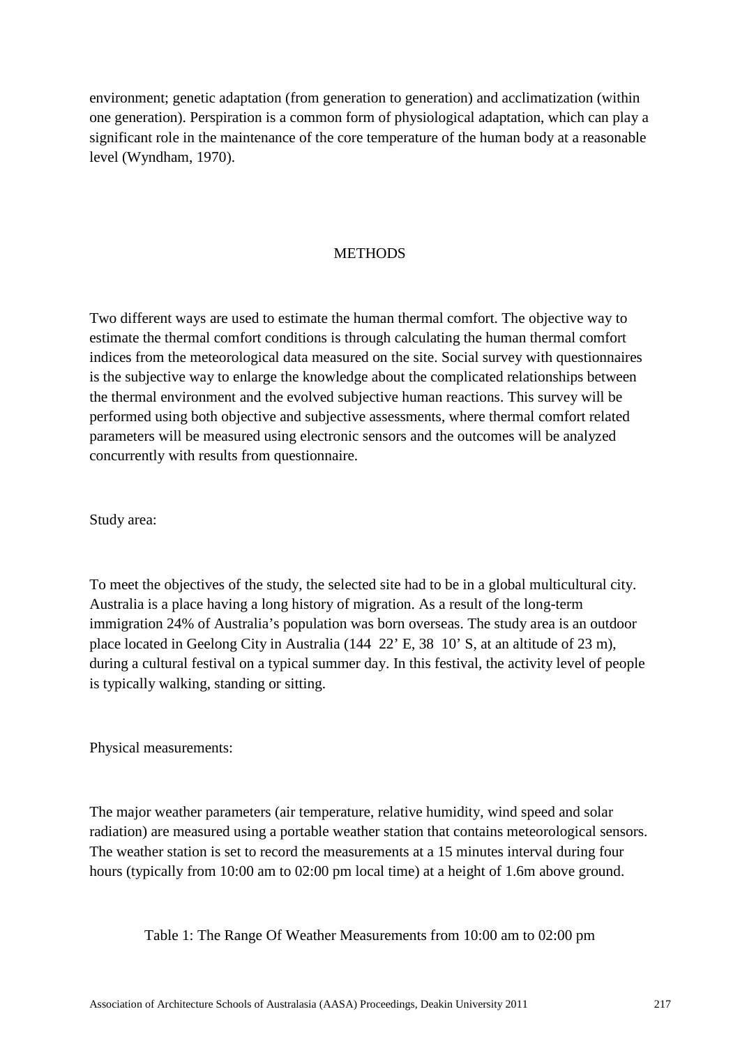environment; genetic adaptation (from generation to generation) and acclimatization (within one generation). Perspiration is a common form of physiological adaptation, which can play a significant role in the maintenance of the core temperature of the human body at a reasonable level (Wyndham, 1970).

## METHODS

Two different ways are used to estimate the human thermal comfort. The objective way to estimate the thermal comfort conditions is through calculating the human thermal comfort indices from the meteorological data measured on the site. Social survey with questionnaires is the subjective way to enlarge the knowledge about the complicated relationships between the thermal environment and the evolved subjective human reactions. This survey will be performed using both objective and subjective assessments, where thermal comfort related parameters will be measured using electronic sensors and the outcomes will be analyzed concurrently with results from questionnaire.

Study area:

To meet the objectives of the study, the selected site had to be in a global multicultural city. Australia is a place having a long history of migration. As a result of the long-term immigration 24% of Australia's population was born overseas. The study area is an outdoor place located in Geelong City in Australia (144  22' E, 38  10' S, at an altitude of 23 m), during a cultural festival on a typical summer day. In this festival, the activity level of people is typically walking, standing or sitting.

Physical measurements:

The major weather parameters (air temperature, relative humidity, wind speed and solar radiation) are measured using a portable weather station that contains meteorological sensors. The weather station is set to record the measurements at a 15 minutes interval during four hours (typically from 10:00 am to 02:00 pm local time) at a height of 1.6m above ground.

Table 1: The Range Of Weather Measurements from 10:00 am to 02:00 pm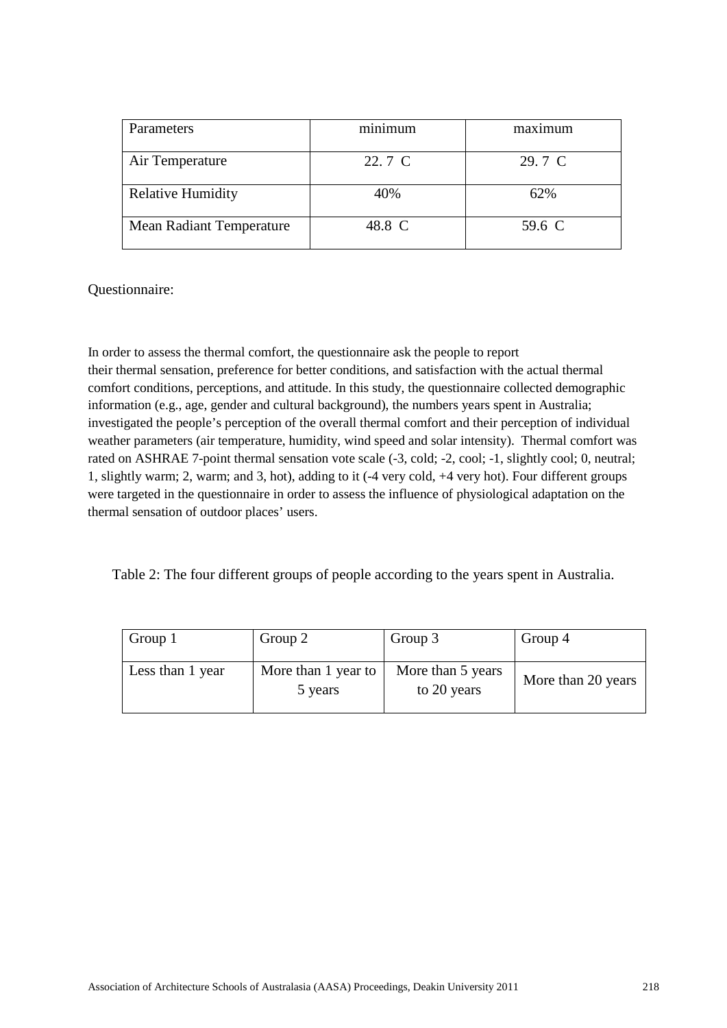| Parameters | minimum | maximum |
|---|---|---|
| Air Temperature | 22. 7 C | 29. 7 C |
| Relative Humidity | 40% | 62% |
| Mean Radiant Temperature | 48.8 C | 59.6 C |

Questionnaire:

In order to assess the thermal comfort, the questionnaire ask the people to report their thermal sensation, preference for better conditions, and satisfaction with the actual thermal comfort conditions, perceptions, and attitude. In this study, the questionnaire collected demographic information (e.g., age, gender and cultural background), the numbers years spent in Australia; investigated the people's perception of the overall thermal comfort and their perception of individual weather parameters (air temperature, humidity, wind speed and solar intensity). Thermal comfort was rated on ASHRAE 7-point thermal sensation vote scale (-3, cold; -2, cool; -1, slightly cool; 0, neutral; 1, slightly warm; 2, warm; and 3, hot), adding to it (-4 very cold, +4 very hot). Four different groups were targeted in the questionnaire in order to assess the influence of physiological adaptation on the thermal sensation of outdoor places' users.

Table 2: The four different groups of people according to the years spent in Australia.

| Group 1 | Group 2 | Group 3 | Group 4 |
|---|---|---|---|
| Less than 1 year | More than 1 year to 5 years | More than 5 years to 20 years | More than 20 years |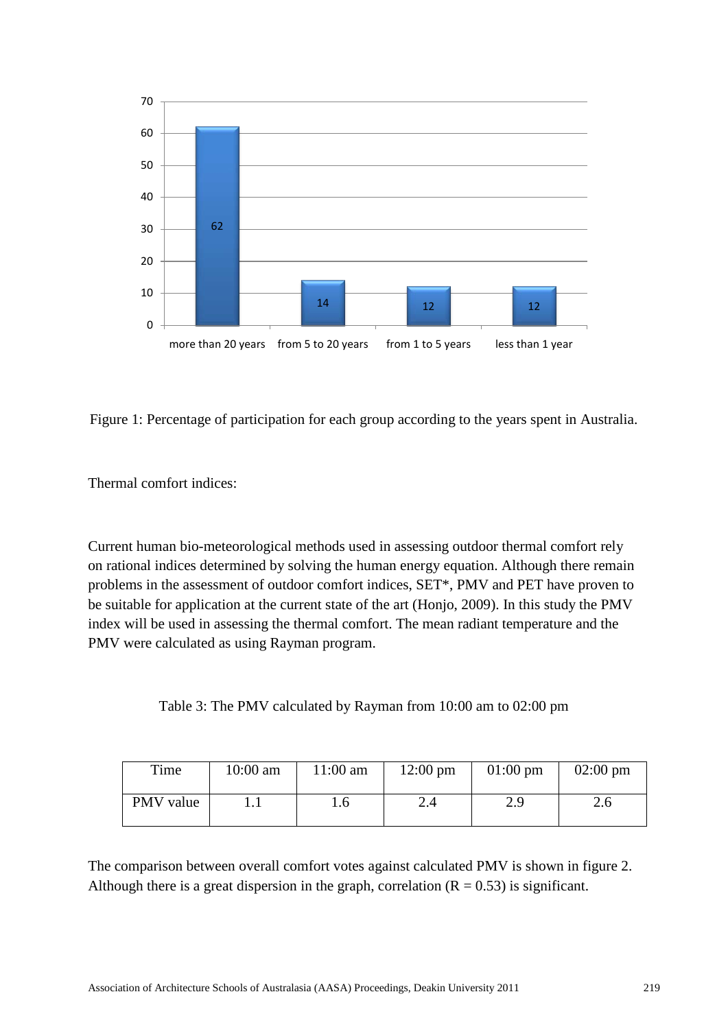Figure 1: Percentage of participation for each group according to the years spent in Australia.

Thermal comfort indices:

Current human bio-meteorological methods used in assessing outdoor thermal comfort rely on rational indices determined by solving the human energy equation. Although there remain problems in the assessment of outdoor comfort indices, SET*, PMV and PET have proven to be suitable for application at the current state of the art (Honjo, 2009). In this study the PMV index will be used in assessing the thermal comfort. The mean radiant temperature and the PMV were calculated as using Rayman program.

Table 3: The PMV calculated by Rayman from 10:00 am to 02:00 pm

| Time | 10:00 am | 11:00 am | 12:00 pm | 01:00 pm | 02:00 pm |
|---|---|---|---|---|---|
| PMV value | 1.1 | 1.6 | 2.4 | 2.9 | 2.6 |

The comparison between overall comfort votes against calculated PMV is shown in figure 2. Although there is a great dispersion in the graph, correlation (R = 0.53) is significant.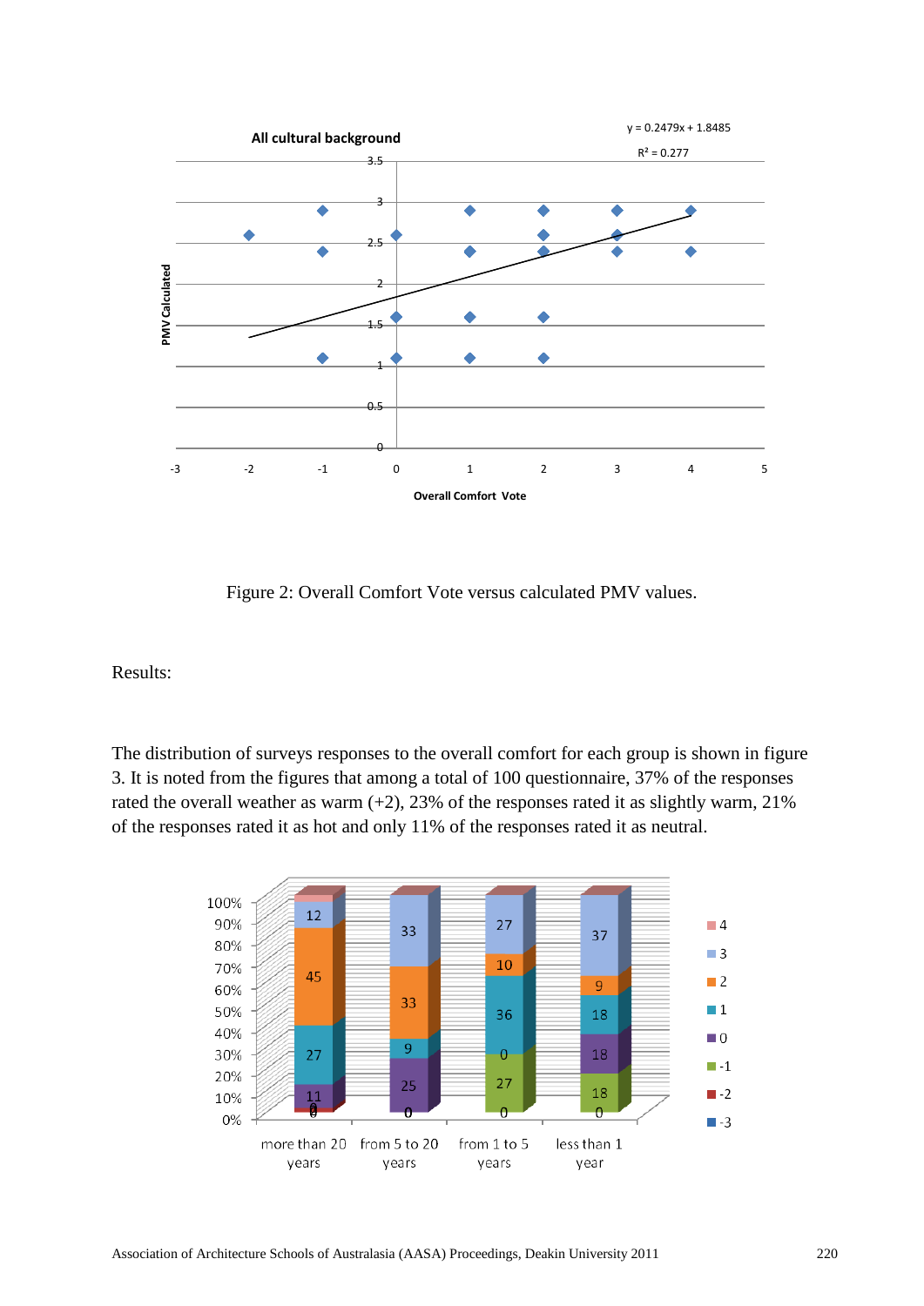Figure 2: Overall Comfort Vote versus calculated PMV values.

Results:

The distribution of surveys responses to the overall comfort for each group is shown in figure 3. It is noted from the figures that among a total of 100 questionnaire, 37% of the responses rated the overall weather as warm (+2), 23% of the responses rated it as slightly warm, 21% of the responses rated it as hot and only 11% of the responses rated it as neutral.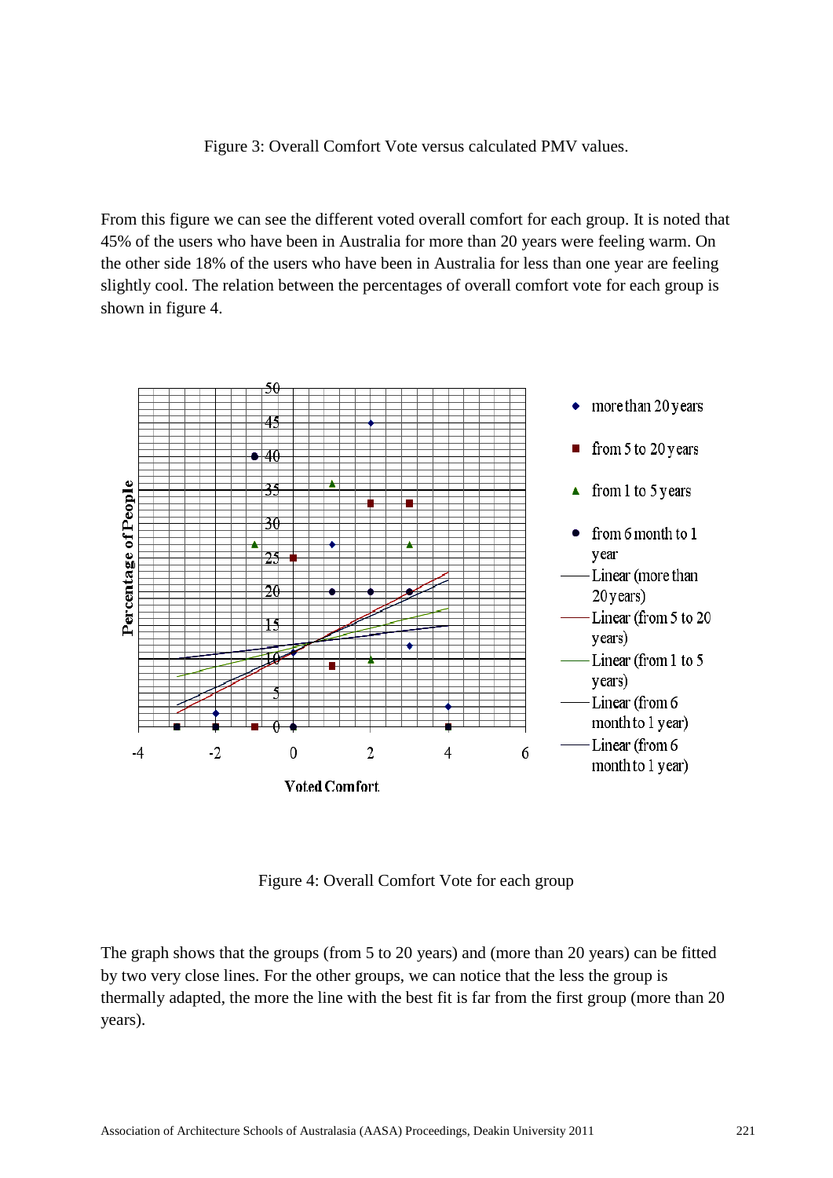Figure 3: Overall Comfort Vote versus calculated PMV values.

From this figure we can see the different voted overall comfort for each group. It is noted that 45% of the users who have been in Australia for more than 20 years were feeling warm. On the other side 18% of the users who have been in Australia for less than one year are feeling slightly cool. The relation between the percentages of overall comfort vote for each group is shown in figure 4.

Figure 4: Overall Comfort Vote for each group

The graph shows that the groups (from 5 to 20 years) and (more than 20 years) can be fitted by two very close lines. For the other groups, we can notice that the less the group is thermally adapted, the more the line with the best fit is far from the first group (more than 20 years).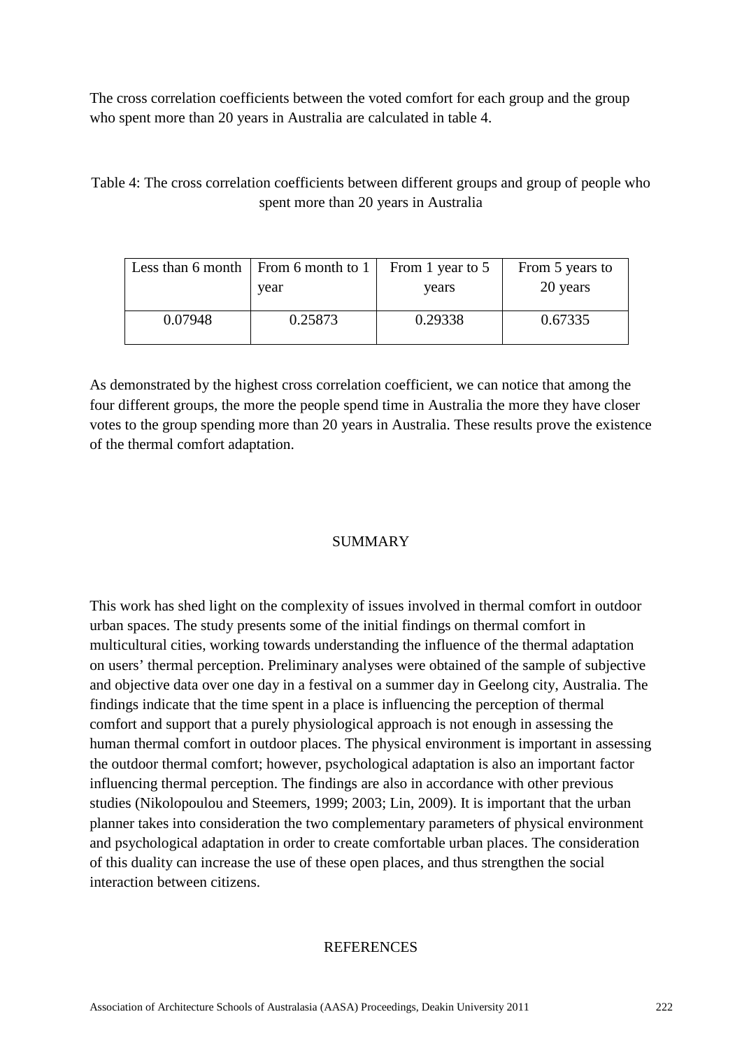The cross correlation coefficients between the voted comfort for each group and the group who spent more than 20 years in Australia are calculated in table 4.

Table 4: The cross correlation coefficients between different groups and group of people who spent more than 20 years in Australia

| Less than 6 month | From 6 month to 1 year | From 1 year to 5 years | From 5 years to 20 years |
|---|---|---|---|
| 0.07948 | 0.25873 | 0.29338 | 0.67335 |

As demonstrated by the highest cross correlation coefficient, we can notice that among the four different groups, the more the people spend time in Australia the more they have closer votes to the group spending more than 20 years in Australia. These results prove the existence of the thermal comfort adaptation.

## SUMMARY

This work has shed light on the complexity of issues involved in thermal comfort in outdoor urban spaces. The study presents some of the initial findings on thermal comfort in multicultural cities, working towards understanding the influence of the thermal adaptation on users' thermal perception. Preliminary analyses were obtained of the sample of subjective and objective data over one day in a festival on a summer day in Geelong city, Australia. The findings indicate that the time spent in a place is influencing the perception of thermal comfort and support that a purely physiological approach is not enough in assessing the human thermal comfort in outdoor places. The physical environment is important in assessing the outdoor thermal comfort; however, psychological adaptation is also an important factor influencing thermal perception. The findings are also in accordance with other previous studies (Nikolopoulou and Steemers, 1999; 2003; Lin, 2009). It is important that the urban planner takes into consideration the two complementary parameters of physical environment and psychological adaptation in order to create comfortable urban places. The consideration of this duality can increase the use of these open places, and thus strengthen the social interaction between citizens.

## REFERENCES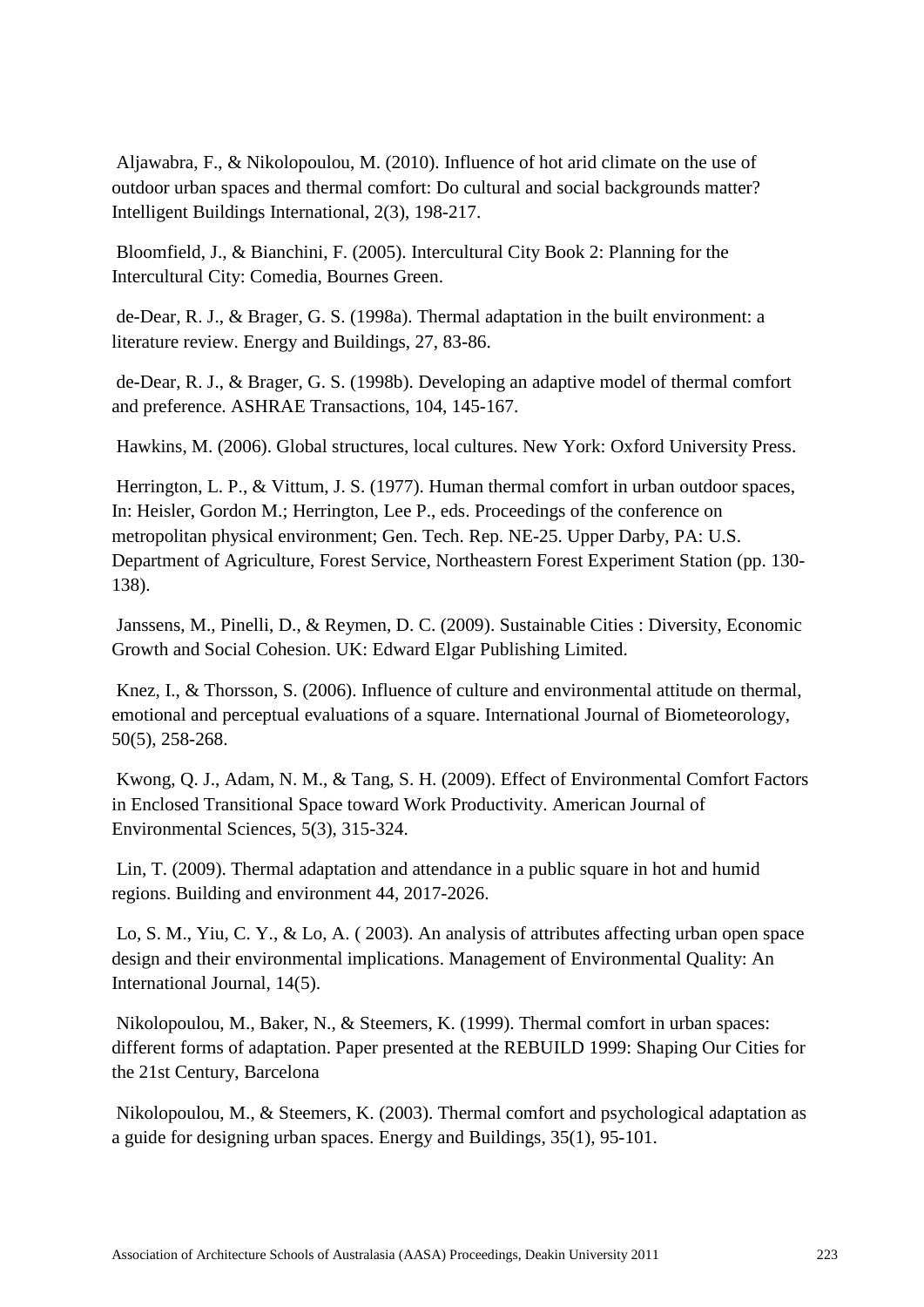Aljawabra, F., & Nikolopoulou, M. (2010). Influence of hot arid climate on the use of outdoor urban spaces and thermal comfort: Do cultural and social backgrounds matter? Intelligent Buildings International, 2(3), 198-217.

Bloomfield, J., & Bianchini, F. (2005). Intercultural City Book 2: Planning for the Intercultural City: Comedia, Bournes Green.

de-Dear, R. J., & Brager, G. S. (1998a). Thermal adaptation in the built environment: a literature review. Energy and Buildings, 27, 83-86.

de-Dear, R. J., & Brager, G. S. (1998b). Developing an adaptive model of thermal comfort and preference. ASHRAE Transactions, 104, 145-167.

Hawkins, M. (2006). Global structures, local cultures. New York: Oxford University Press.

Herrington, L. P., & Vittum, J. S. (1977). Human thermal comfort in urban outdoor spaces, In: Heisler, Gordon M.; Herrington, Lee P., eds. Proceedings of the conference on metropolitan physical environment; Gen. Tech. Rep. NE-25. Upper Darby, PA: U.S. Department of Agriculture, Forest Service, Northeastern Forest Experiment Station (pp. 130-138).

Janssens, M., Pinelli, D., & Reymen, D. C. (2009). Sustainable Cities : Diversity, Economic Growth and Social Cohesion. UK: Edward Elgar Publishing Limited.

Knez, I., & Thorsson, S. (2006). Influence of culture and environmental attitude on thermal, emotional and perceptual evaluations of a square. International Journal of Biometeorology, 50(5), 258-268.

Kwong, Q. J., Adam, N. M., & Tang, S. H. (2009). Effect of Environmental Comfort Factors in Enclosed Transitional Space toward Work Productivity. American Journal of Environmental Sciences, 5(3), 315-324.

Lin, T. (2009). Thermal adaptation and attendance in a public square in hot and humid regions. Building and environment 44, 2017-2026.

Lo, S. M., Yiu, C. Y., & Lo, A. ( 2003). An analysis of attributes affecting urban open space design and their environmental implications. Management of Environmental Quality: An International Journal, 14(5).

Nikolopoulou, M., Baker, N., & Steemers, K. (1999). Thermal comfort in urban spaces: different forms of adaptation. Paper presented at the REBUILD 1999: Shaping Our Cities for the 21st Century, Barcelona

Nikolopoulou, M., & Steemers, K. (2003). Thermal comfort and psychological adaptation as a guide for designing urban spaces. Energy and Buildings, 35(1), 95-101.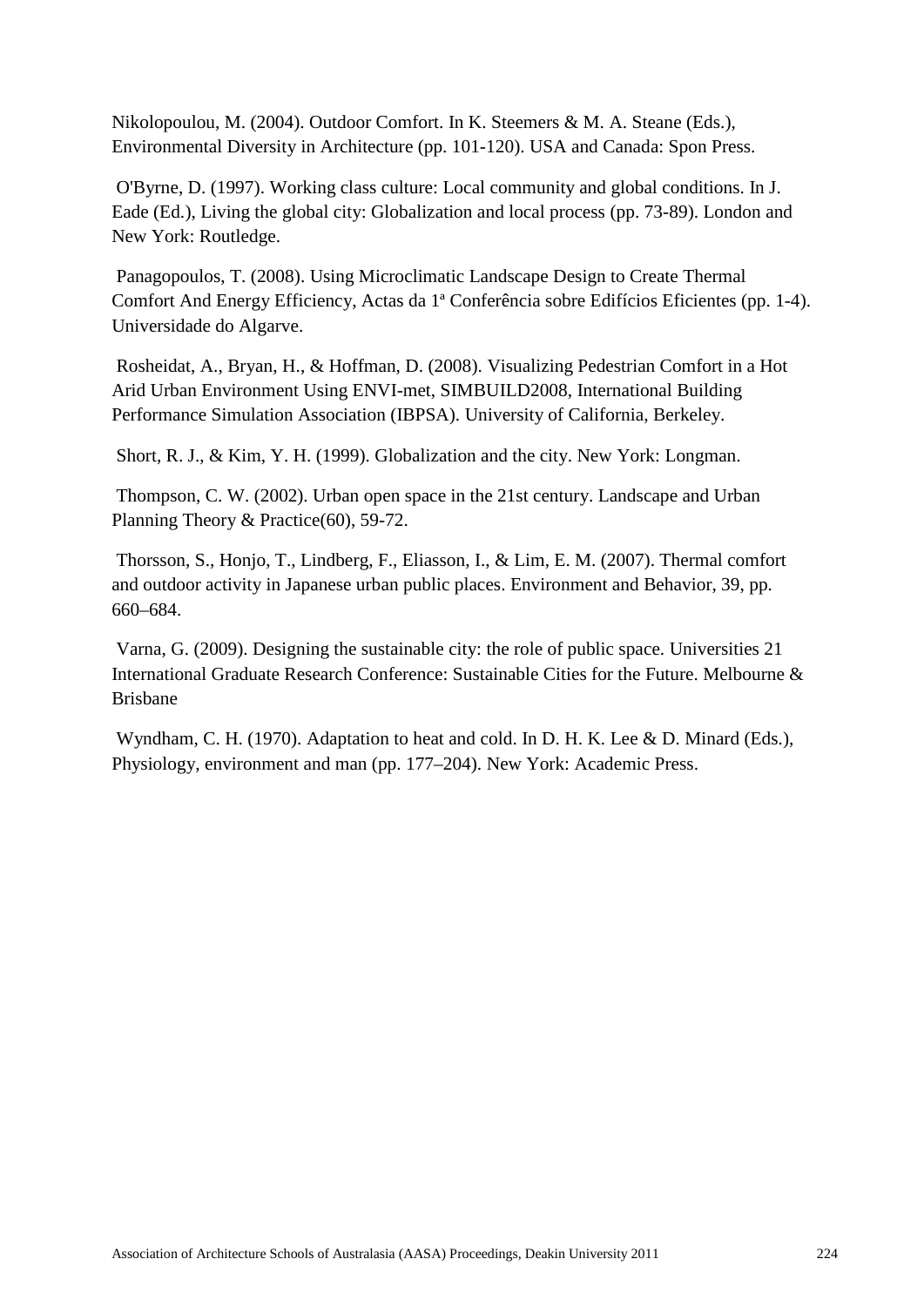Nikolopoulou, M. (2004). Outdoor Comfort. In K. Steemers & M. A. Steane (Eds.), Environmental Diversity in Architecture (pp. 101-120). USA and Canada: Spon Press.

O'Byrne, D. (1997). Working class culture: Local community and global conditions. In J. Eade (Ed.), Living the global city: Globalization and local process (pp. 73-89). London and New York: Routledge.

Panagopoulos, T. (2008). Using Microclimatic Landscape Design to Create Thermal Comfort And Energy Efficiency, Actas da 1ª Conferência sobre Edifícios Eficientes (pp. 1-4). Universidade do Algarve.

Rosheidat, A., Bryan, H., & Hoffman, D. (2008). Visualizing Pedestrian Comfort in a Hot Arid Urban Environment Using ENVI-met, SIMBUILD2008, International Building Performance Simulation Association (IBPSA). University of California, Berkeley.

Short, R. J., & Kim, Y. H. (1999). Globalization and the city. New York: Longman.

Thompson, C. W. (2002). Urban open space in the 21st century. Landscape and Urban Planning Theory & Practice(60), 59-72.

Thorsson, S., Honjo, T., Lindberg, F., Eliasson, I., & Lim, E. M. (2007). Thermal comfort and outdoor activity in Japanese urban public places. Environment and Behavior, 39, pp. 660–684.

Varna, G. (2009). Designing the sustainable city: the role of public space. Universities 21 International Graduate Research Conference: Sustainable Cities for the Future. Melbourne & Brisbane

Wyndham, C. H. (1970). Adaptation to heat and cold. In D. H. K. Lee & D. Minard (Eds.), Physiology, environment and man (pp. 177–204). New York: Academic Press.